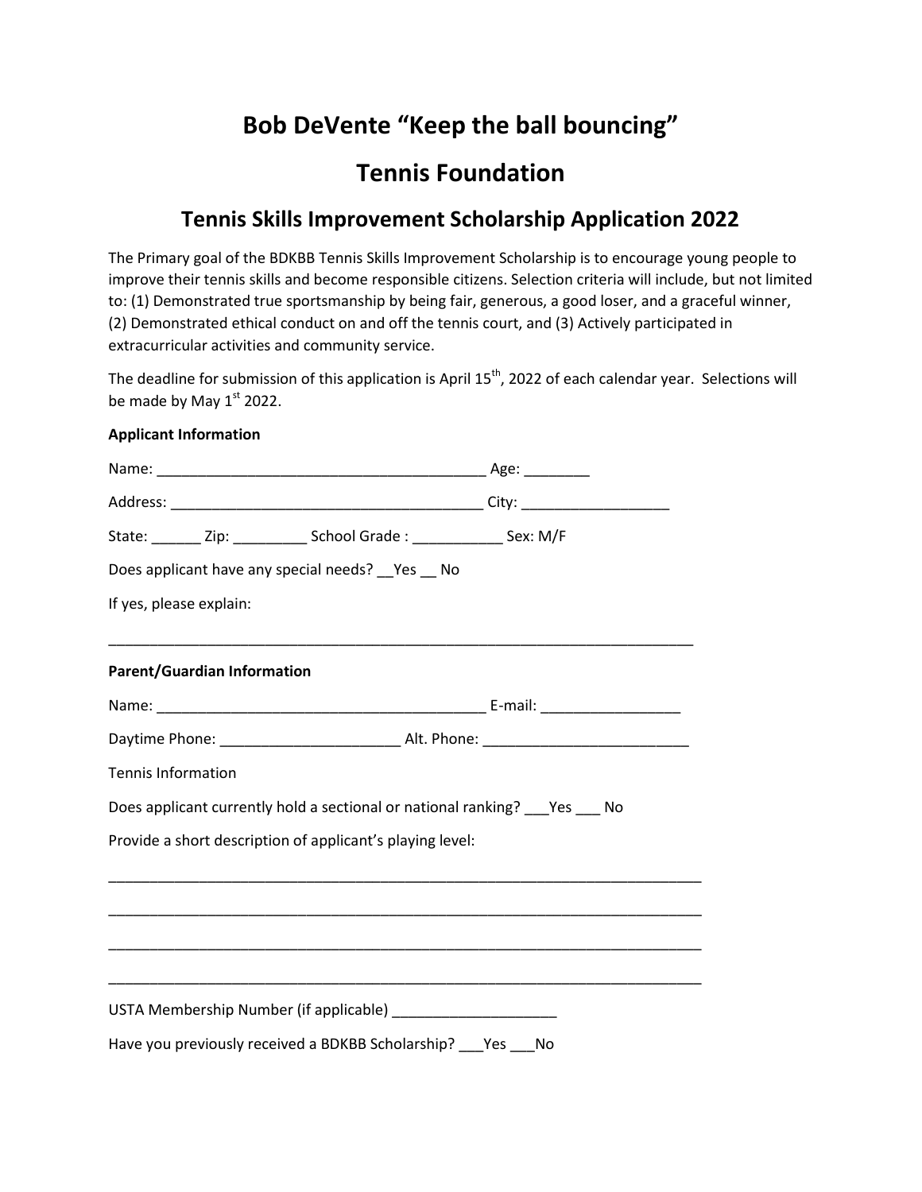# Bob DeVente "Keep the ball bouncing"

# Tennis Foundation

## Tennis Skills Improvement Scholarship Application 2022

The Primary goal of the BDKBB Tennis Skills Improvement Scholarship is to encourage young people to improve their tennis skills and become responsible citizens. Selection criteria will include, but not limited to: (1) Demonstrated true sportsmanship by being fair, generous, a good loser, and a graceful winner, (2) Demonstrated ethical conduct on and off the tennis court, and (3) Actively participated in extracurricular activities and community service.

The deadline for submission of this application is April 15th, 2022 of each calendar year. Selections will be made by May 1st 2022.

**Applicant Information**

Name: ________________________________________ Age: ________

Address: ______________________________________ City: __________________

State: ______ Zip: _________ School Grade : ___________ Sex: M/F

Does applicant have any special needs? __Yes __ No

If yes, please explain:

__________________________________________________________________________

**Parent/Guardian Information**

Name: ________________________________________ E-mail: _________________

Daytime Phone: ______________________ Alt. Phone: _________________________

Tennis Information

Does applicant currently hold a sectional or national ranking? ___Yes ___ No

Provide a short description of applicant's playing level:

__________________________________________________________________________

__________________________________________________________________________

__________________________________________________________________________

__________________________________________________________________________

USTA Membership Number (if applicable) ____________________

Have you previously received a BDKBB Scholarship? ___Yes ___No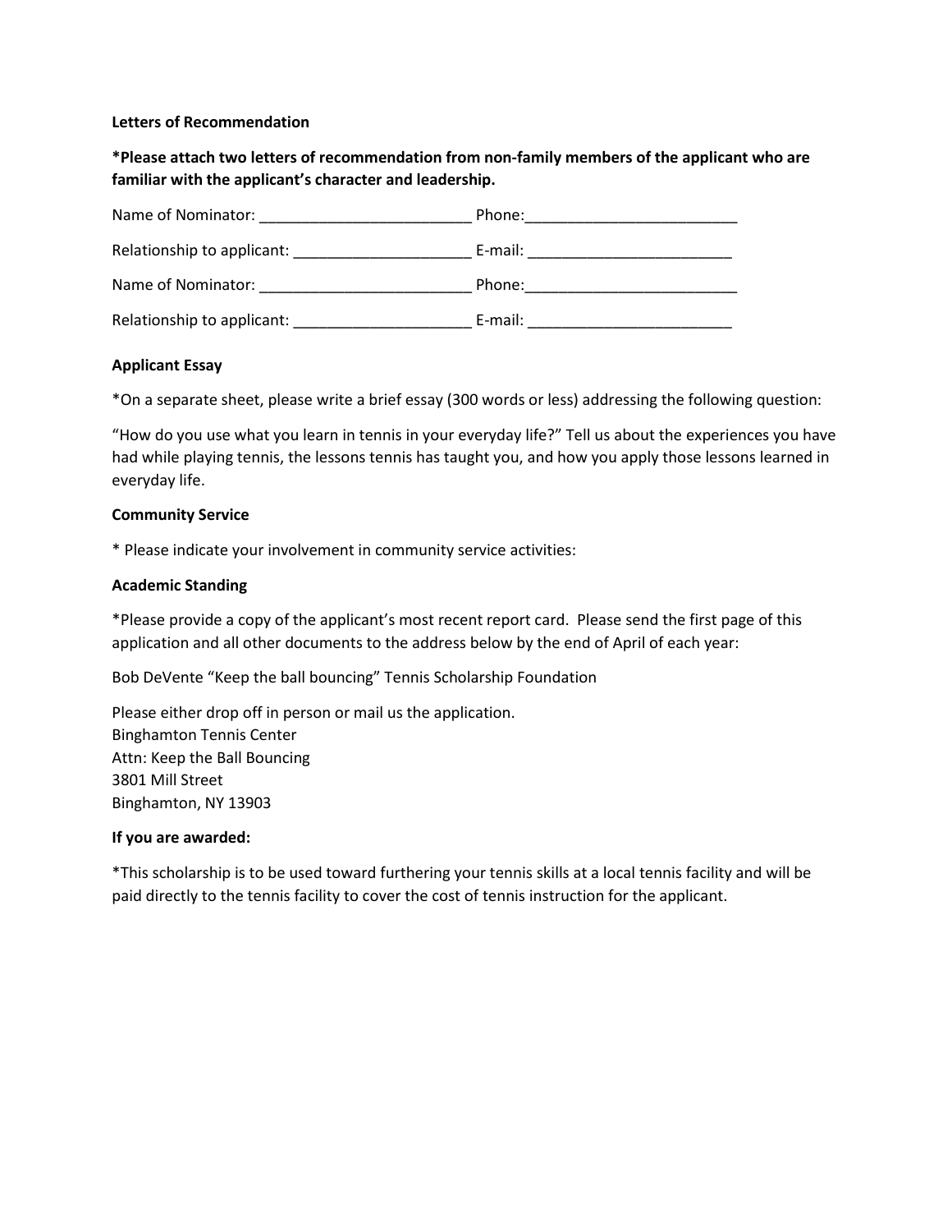**Letters of Recommendation**

***Please attach two letters of recommendation from non-family members of the applicant who are familiar with the applicant's character and leadership.**

Name of Nominator: _________________________ Phone:_________________________

Relationship to applicant: _____________________ E-mail: ________________________

Name of Nominator: _________________________ Phone:_________________________

Relationship to applicant: _____________________ E-mail: ________________________

**Applicant Essay**

*On a separate sheet, please write a brief essay (300 words or less) addressing the following question:

"How do you use what you learn in tennis in your everyday life?" Tell us about the experiences you have had while playing tennis, the lessons tennis has taught you, and how you apply those lessons learned in everyday life.

**Community Service**

* Please indicate your involvement in community service activities:

**Academic Standing**

*Please provide a copy of the applicant's most recent report card. Please send the first page of this application and all other documents to the address below by the end of April of each year:

Bob DeVente "Keep the ball bouncing" Tennis Scholarship Foundation

Please either drop off in person or mail us the application.
Binghamton Tennis Center
Attn: Keep the Ball Bouncing
3801 Mill Street
Binghamton, NY 13903

**If you are awarded:**

*This scholarship is to be used toward furthering your tennis skills at a local tennis facility and will be paid directly to the tennis facility to cover the cost of tennis instruction for the applicant.